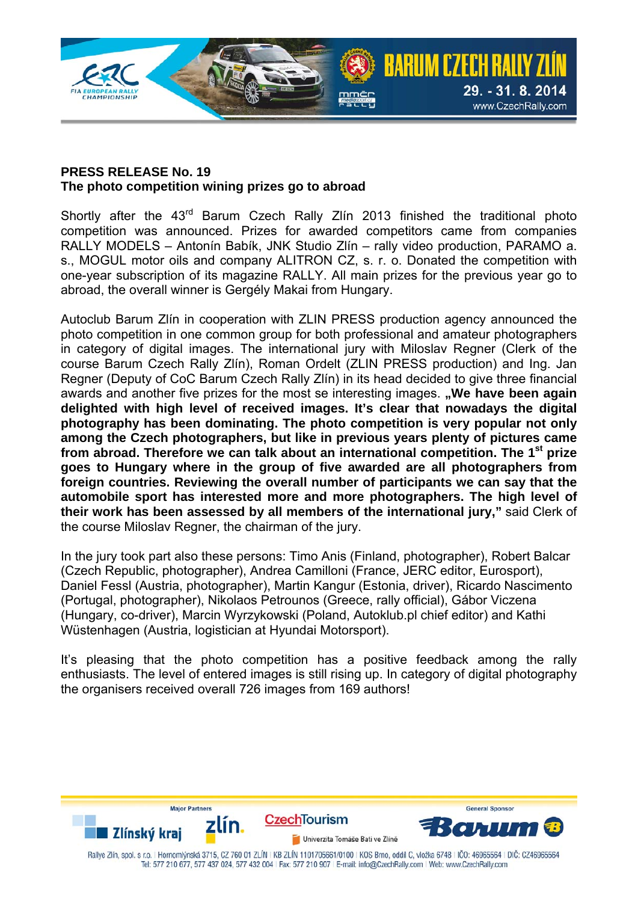**PRESS RELEASE No. 19**
**The photo competition wining prizes go to abroad**

Shortly after the 43rd Barum Czech Rally Zlín 2013 finished the traditional photo competition was announced. Prizes for awarded competitors came from companies RALLY MODELS – Antonín Babík, JNK Studio Zlín – rally video production, PARAMO a. s., MOGUL motor oils and company ALITRON CZ, s. r. o. Donated the competition with one-year subscription of its magazine RALLY. All main prizes for the previous year go to abroad, the overall winner is Gergély Makai from Hungary.

Autoclub Barum Zlín in cooperation with ZLIN PRESS production agency announced the photo competition in one common group for both professional and amateur photographers in category of digital images. The international jury with Miloslav Regner (Clerk of the course Barum Czech Rally Zlín), Roman Ordelt (ZLIN PRESS production) and Ing. Jan Regner (Deputy of CoC Barum Czech Rally Zlín) in its head decided to give three financial awards and another five prizes for the most se interesting images. **„We have been again delighted with high level of received images. It's clear that nowadays the digital photography has been dominating. The photo competition is very popular not only among the Czech photographers, but like in previous years plenty of pictures came from abroad. Therefore we can talk about an international competition. The 1st prize goes to Hungary where in the group of five awarded are all photographers from foreign countries. Reviewing the overall number of participants we can say that the automobile sport has interested more and more photographers. The high level of their work has been assessed by all members of the international jury,"** said Clerk of the course Miloslav Regner, the chairman of the jury.

In the jury took part also these persons: Timo Anis (Finland, photographer), Robert Balcar (Czech Republic, photographer), Andrea Camilloni (France, JERC editor, Eurosport), Daniel Fessl (Austria, photographer), Martin Kangur (Estonia, driver), Ricardo Nascimento (Portugal, photographer), Nikolaos Petrounos (Greece, rally official), Gábor Viczena (Hungary, co-driver), Marcin Wyrzykowski (Poland, Autoklub.pl chief editor) and Kathi Wüstenhagen (Austria, logistician at Hyundai Motorsport).

It's pleasing that the photo competition has a positive feedback among the rally enthusiasts. The level of entered images is still rising up. In category of digital photography the organisers received overall 726 images from 169 authors!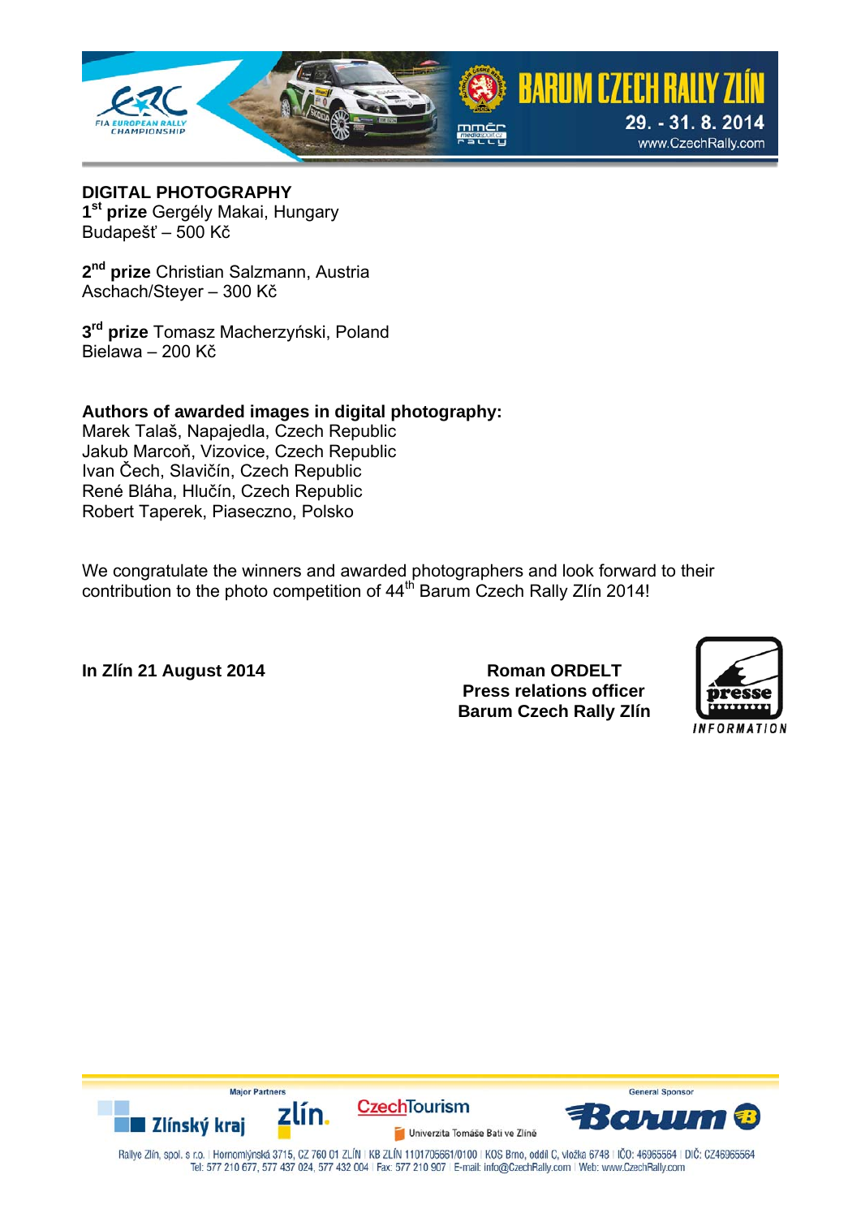**DIGITAL PHOTOGRAPHY**

1st **prize** Gergély Makai, Hungary
Budapešť – 500 Kč

2nd **prize** Christian Salzmann, Austria
Aschach/Steyer – 300 Kč

3rd **prize** Tomasz Macherzyński, Poland
Bielawa – 200 Kč

**Authors of awarded images in digital photography:**
Marek Talaš, Napajedla, Czech Republic
Jakub Marcoň, Vizovice, Czech Republic
Ivan Čech, Slavičín, Czech Republic
René Bláha, Hlučín, Czech Republic
Robert Taperek, Piaseczno, Polsko

We congratulate the winners and awarded photographers and look forward to their contribution to the photo competition of 44th Barum Czech Rally Zlín 2014!

**In Zlín 21 August 2014**

**Roman ORDELT**
**Press relations officer**
**Barum Czech Rally Zlín**